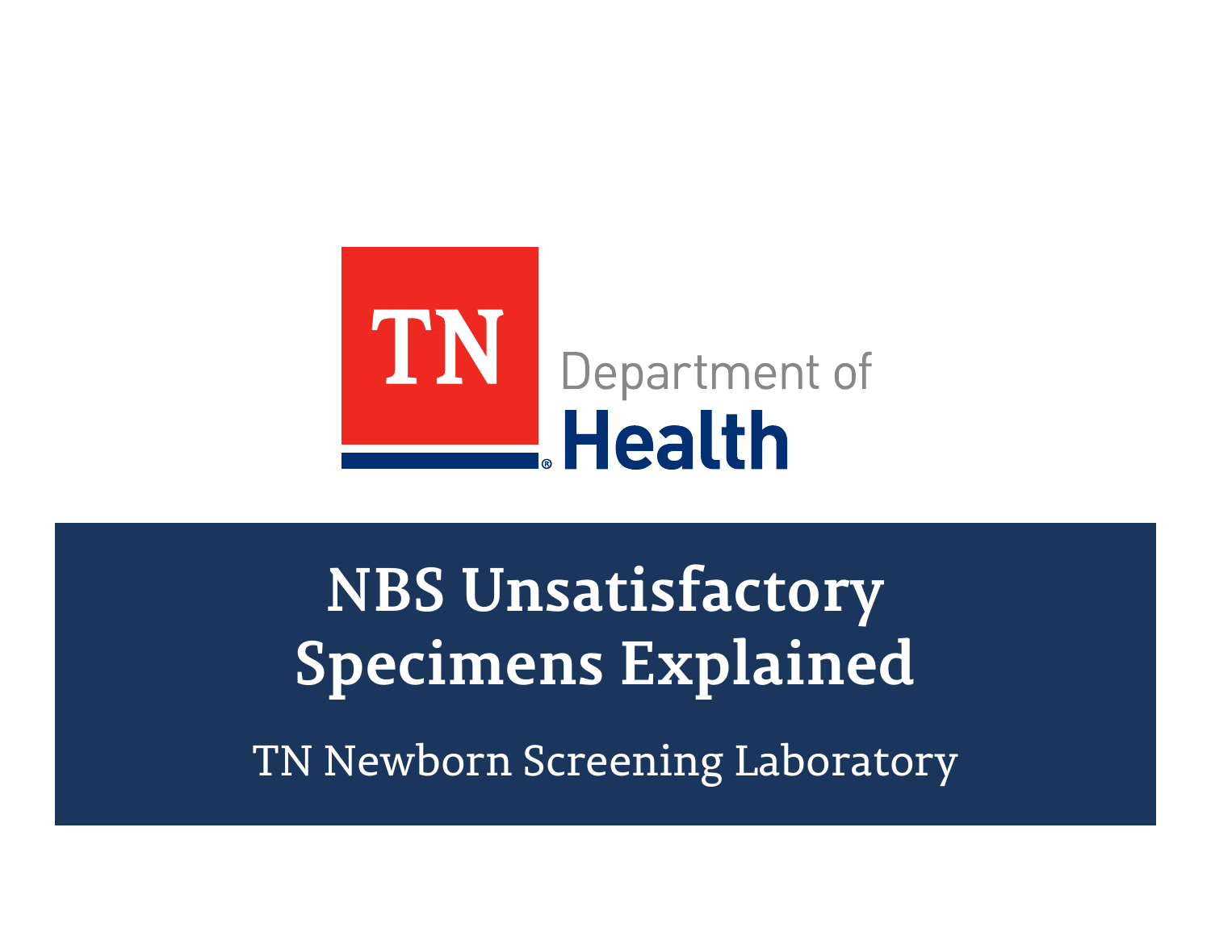TN Department of Health

# NBS Unsatisfactory Specimens Explained

TN Newborn Screening Laboratory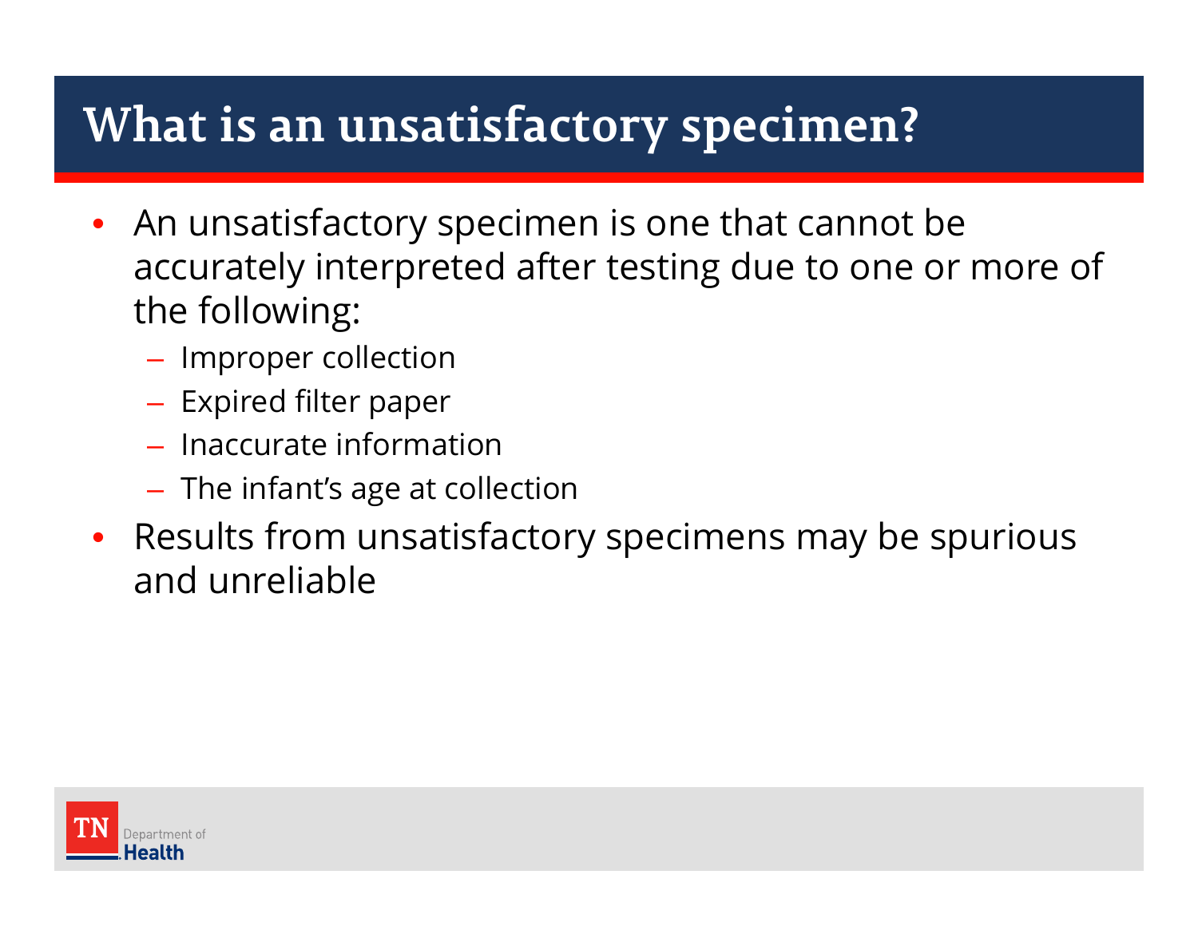# What is an unsatisfactory specimen?

- An unsatisfactory specimen is one that cannot be accurately interpreted after testing due to one or more of the following:
  - Improper collection
  - Expired filter paper
  - Inaccurate information
  - The infant's age at collection
- Results from unsatisfactory specimens may be spurious and unreliable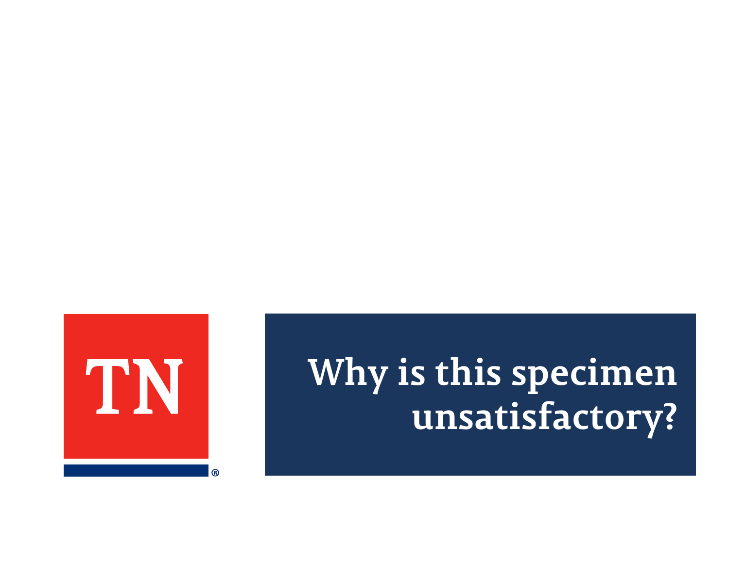# Why is this specimen unsatisfactory?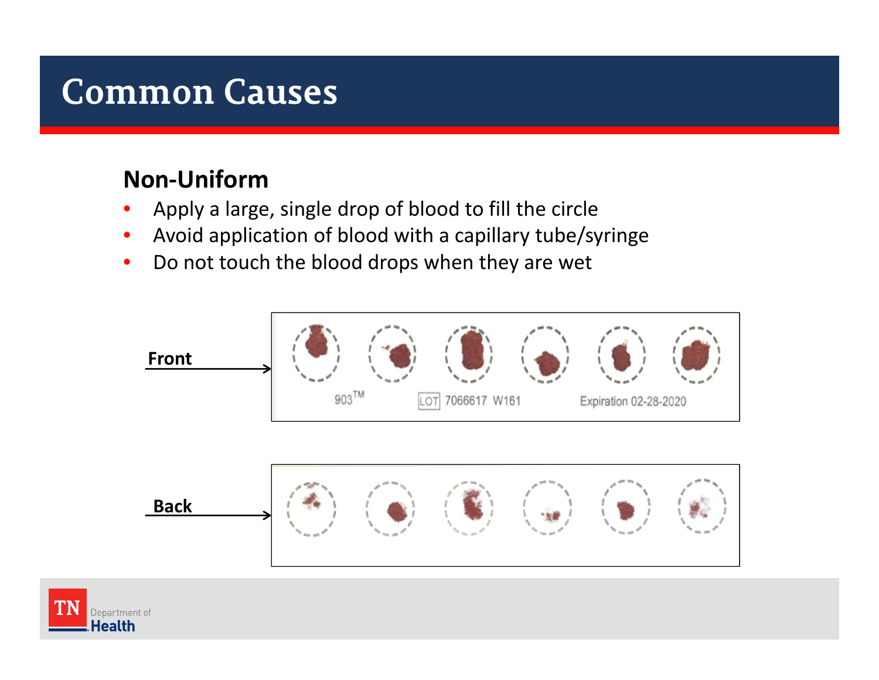# Common Causes

## Non-Uniform

- Apply a large, single drop of blood to fill the circle
- Avoid application of blood with a capillary tube/syringe
- Do not touch the blood drops when they are wet

Front

903™ LOT 7066617 W161 Expiration 02-28-2020

Back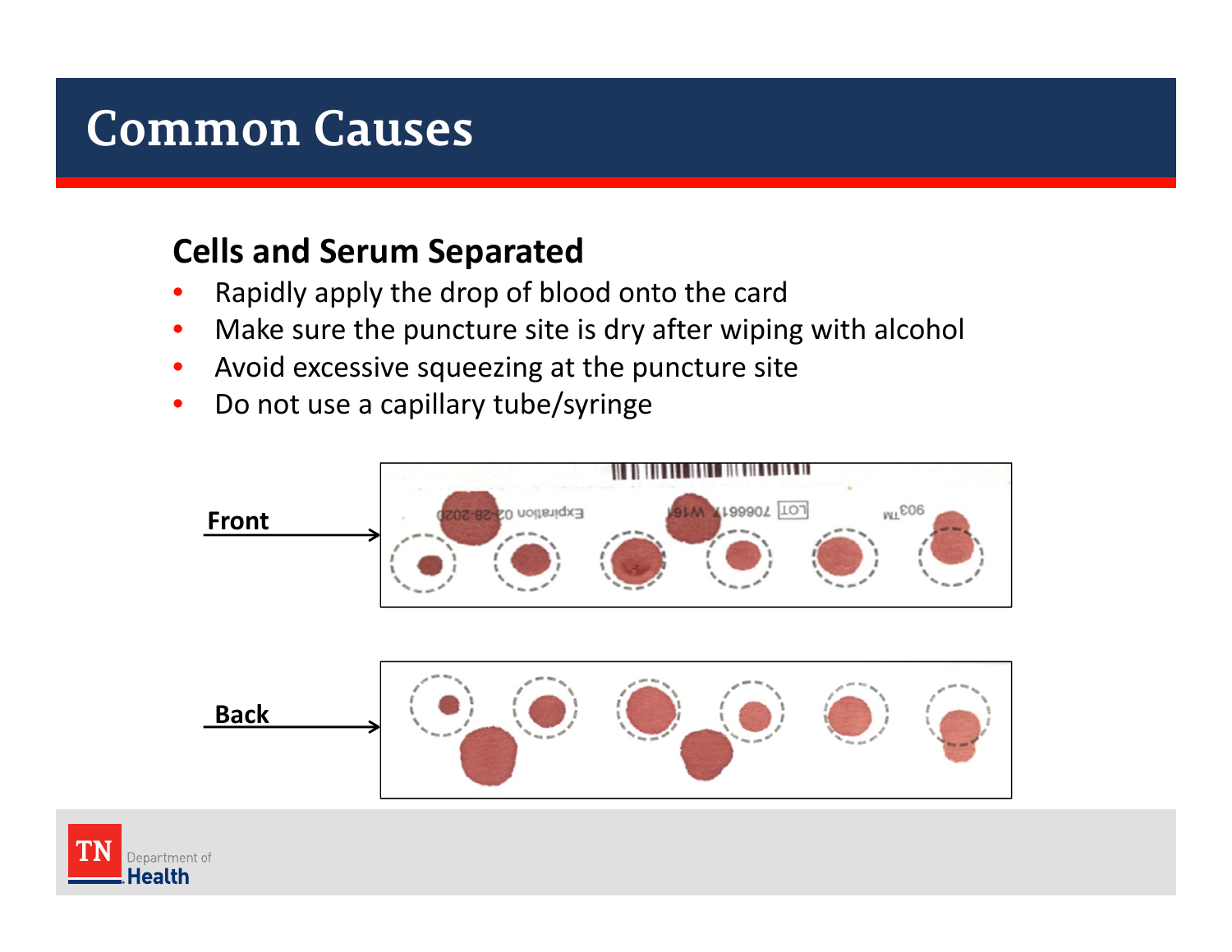# Common Causes

## Cells and Serum Separated

- Rapidly apply the drop of blood onto the card
- Make sure the puncture site is dry after wiping with alcohol
- Avoid excessive squeezing at the puncture site
- Do not use a capillary tube/syringe

Front

Back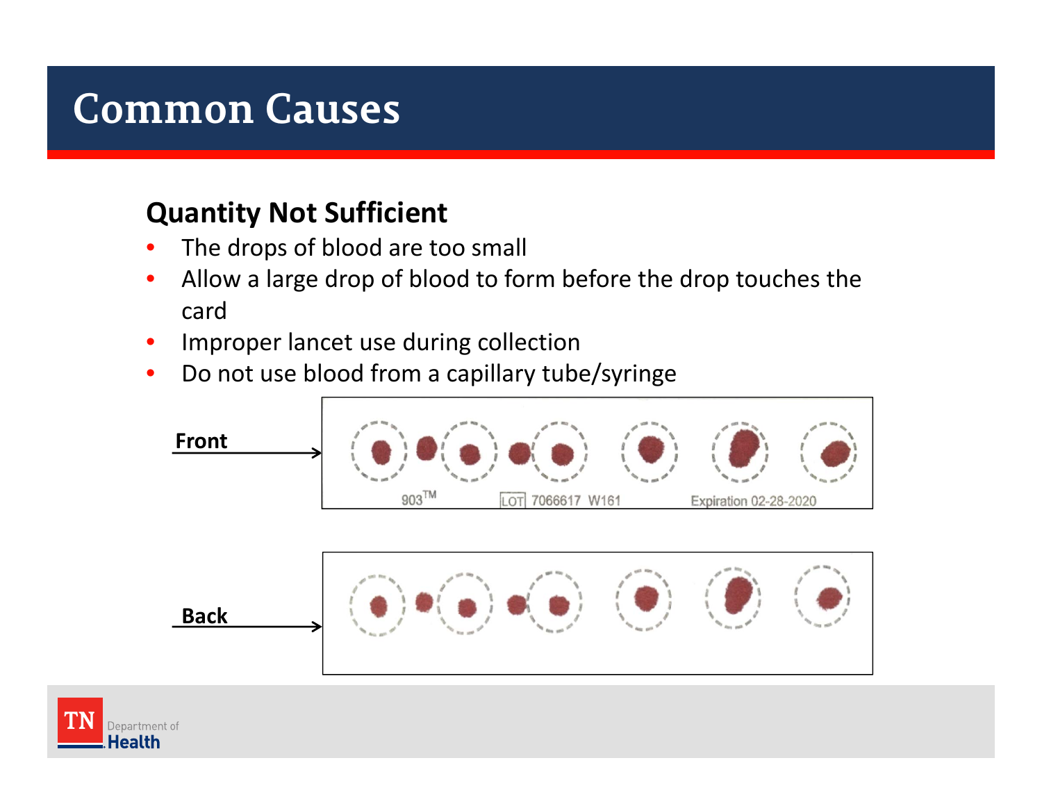# Common Causes

## Quantity Not Sufficient

- The drops of blood are too small
- Allow a large drop of blood to form before the drop touches the card
- Improper lancet use during collection
- Do not use blood from a capillary tube/syringe

Front

903™ LOT 7066617 W161 Expiration 02-28-2020

Back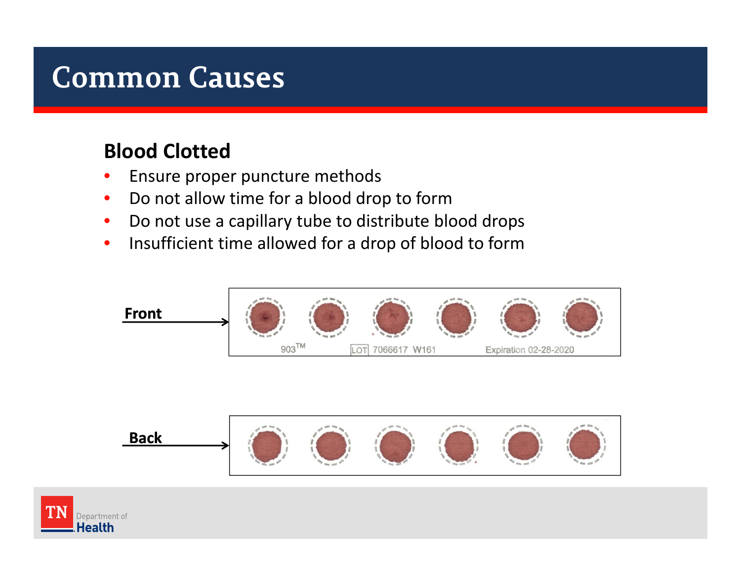# Common Causes

## Blood Clotted

- Ensure proper puncture methods
- Do not allow time for a blood drop to form
- Do not use a capillary tube to distribute blood drops
- Insufficient time allowed for a drop of blood to form

Front

903™ LOT 7066617 W161 Expiration 02-28-2020

Back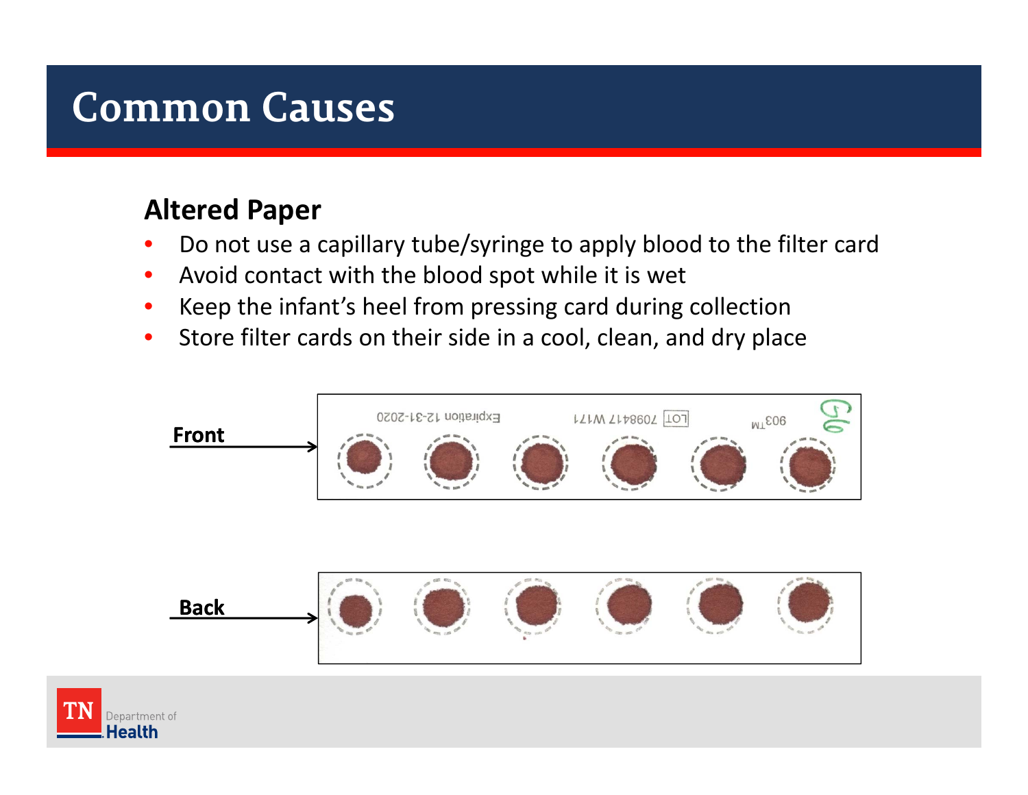# Common Causes

## Altered Paper

- Do not use a capillary tube/syringe to apply blood to the filter card
- Avoid contact with the blood spot while it is wet
- Keep the infant's heel from pressing card during collection
- Store filter cards on their side in a cool, clean, and dry place

Front

Back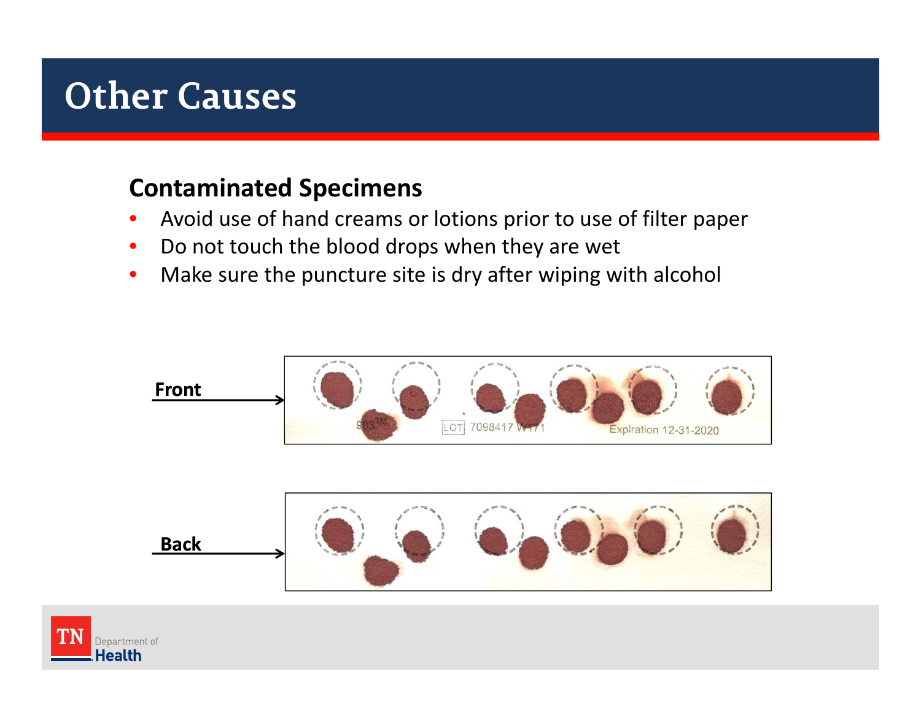# Other Causes

## Contaminated Specimens

- Avoid use of hand creams or lotions prior to use of filter paper
- Do not touch the blood drops when they are wet
- Make sure the puncture site is dry after wiping with alcohol

Front

Back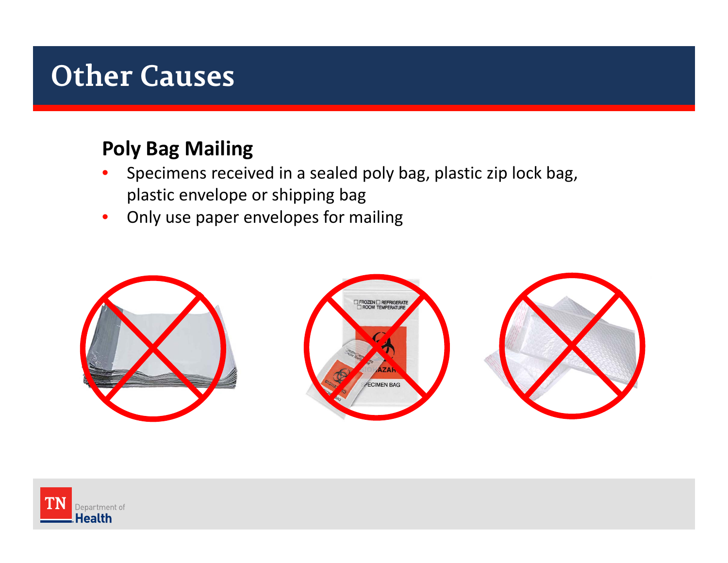# Other Causes

**Poly Bag Mailing**

- Specimens received in a sealed poly bag, plastic zip lock bag, plastic envelope or shipping bag
- Only use paper envelopes for mailing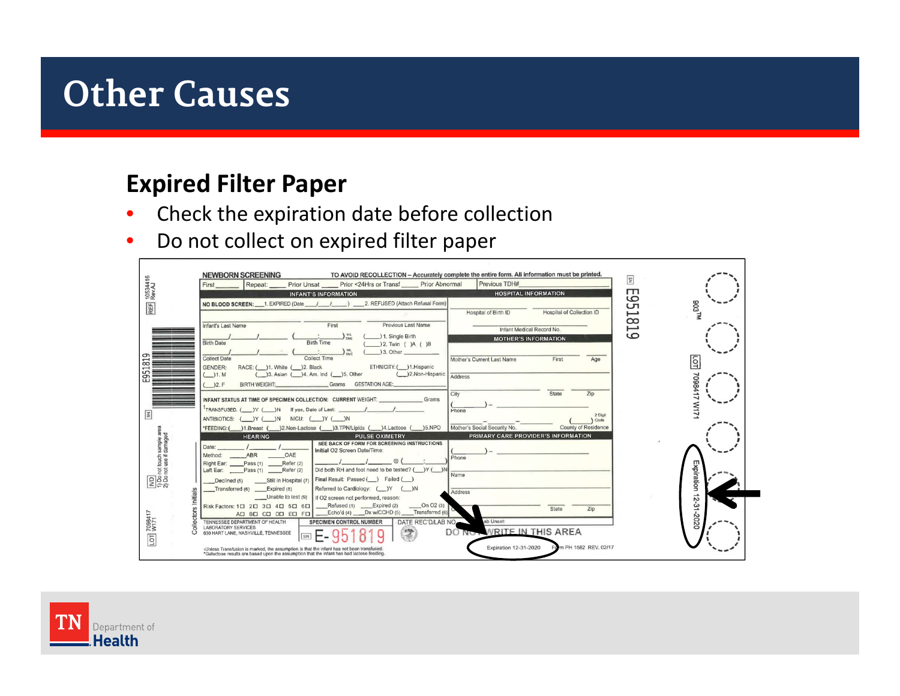# Other Causes

## Expired Filter Paper

- Check the expiration date before collection
- Do not collect on expired filter paper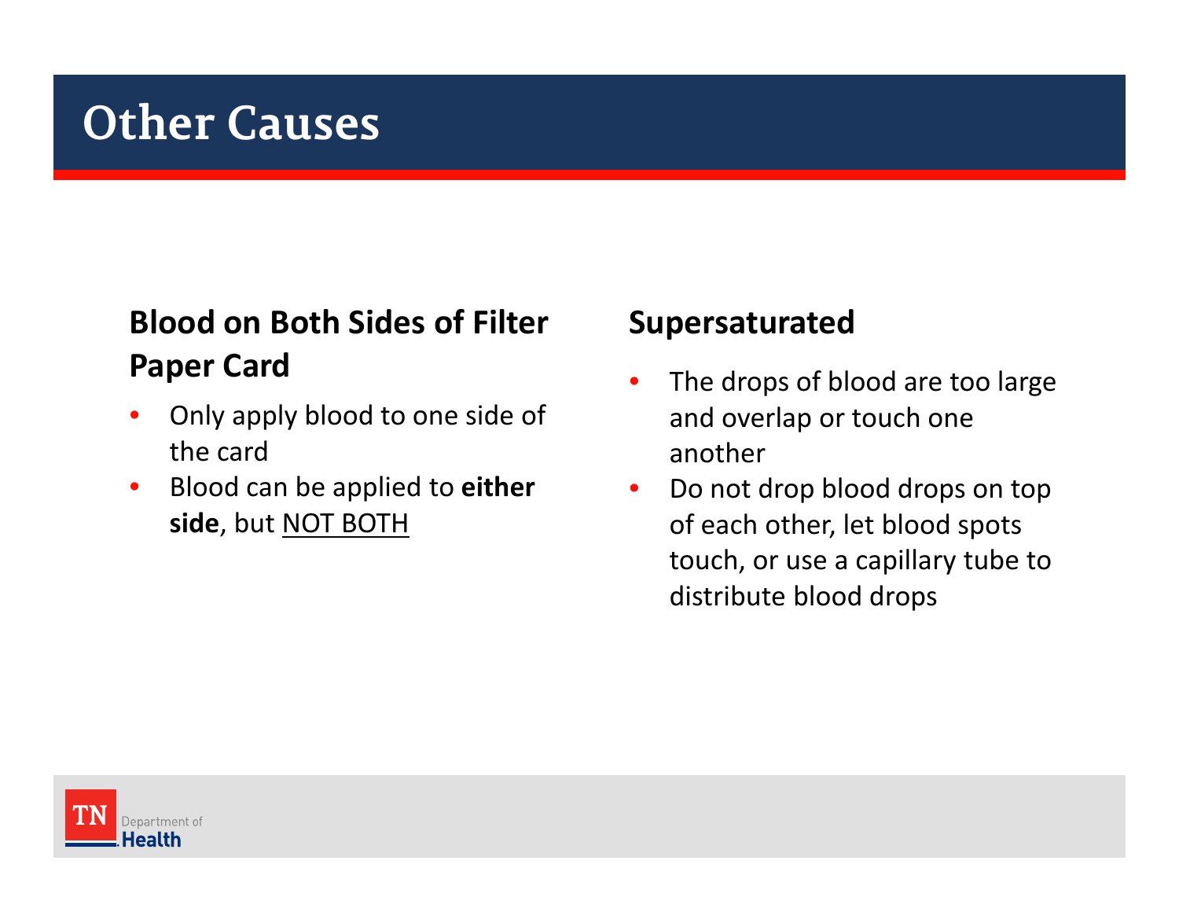# Other Causes

## Blood on Both Sides of Filter Paper Card

- Only apply blood to one side of the card
- Blood can be applied to **either side**, but <u>NOT BOTH</u>

## Supersaturated

- The drops of blood are too large and overlap or touch one another
- Do not drop blood drops on top of each other, let blood spots touch, or use a capillary tube to distribute blood drops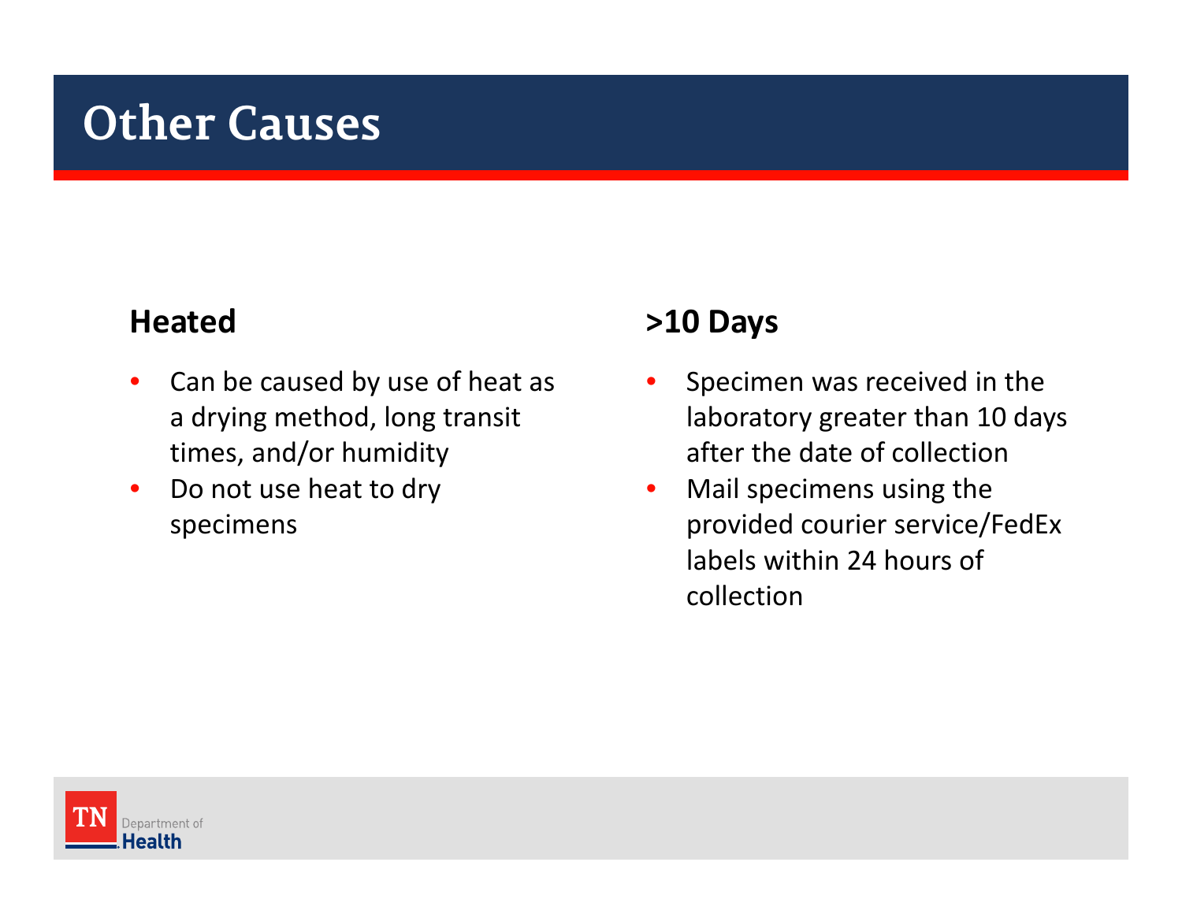# Other Causes

### Heated

- Can be caused by use of heat as a drying method, long transit times, and/or humidity
- Do not use heat to dry specimens

### >10 Days

- Specimen was received in the laboratory greater than 10 days after the date of collection
- Mail specimens using the provided courier service/FedEx labels within 24 hours of collection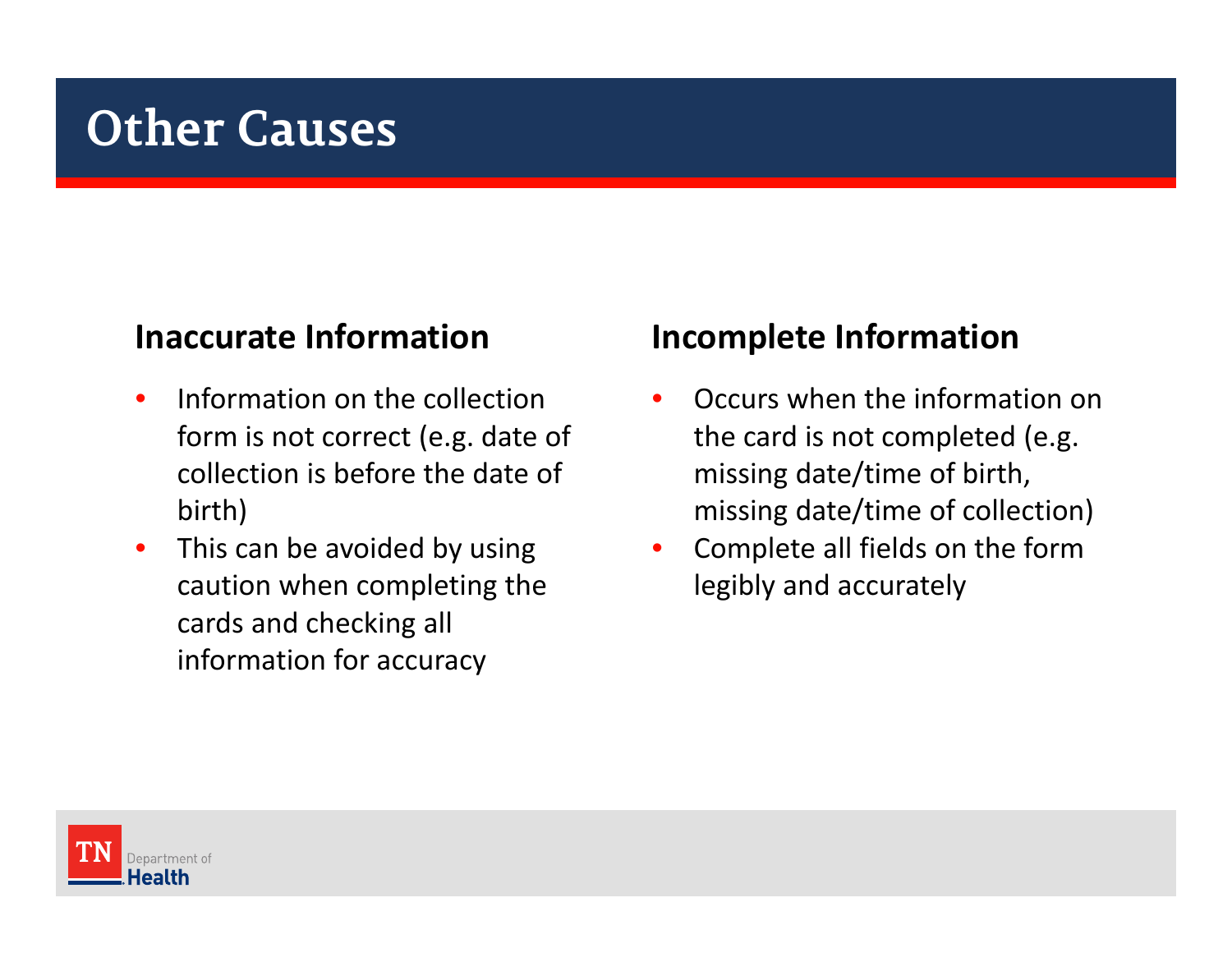# Other Causes

## Inaccurate Information

- Information on the collection form is not correct (e.g. date of collection is before the date of birth)
- This can be avoided by using caution when completing the cards and checking all information for accuracy

## Incomplete Information

- Occurs when the information on the card is not completed (e.g. missing date/time of birth, missing date/time of collection)
- Complete all fields on the form legibly and accurately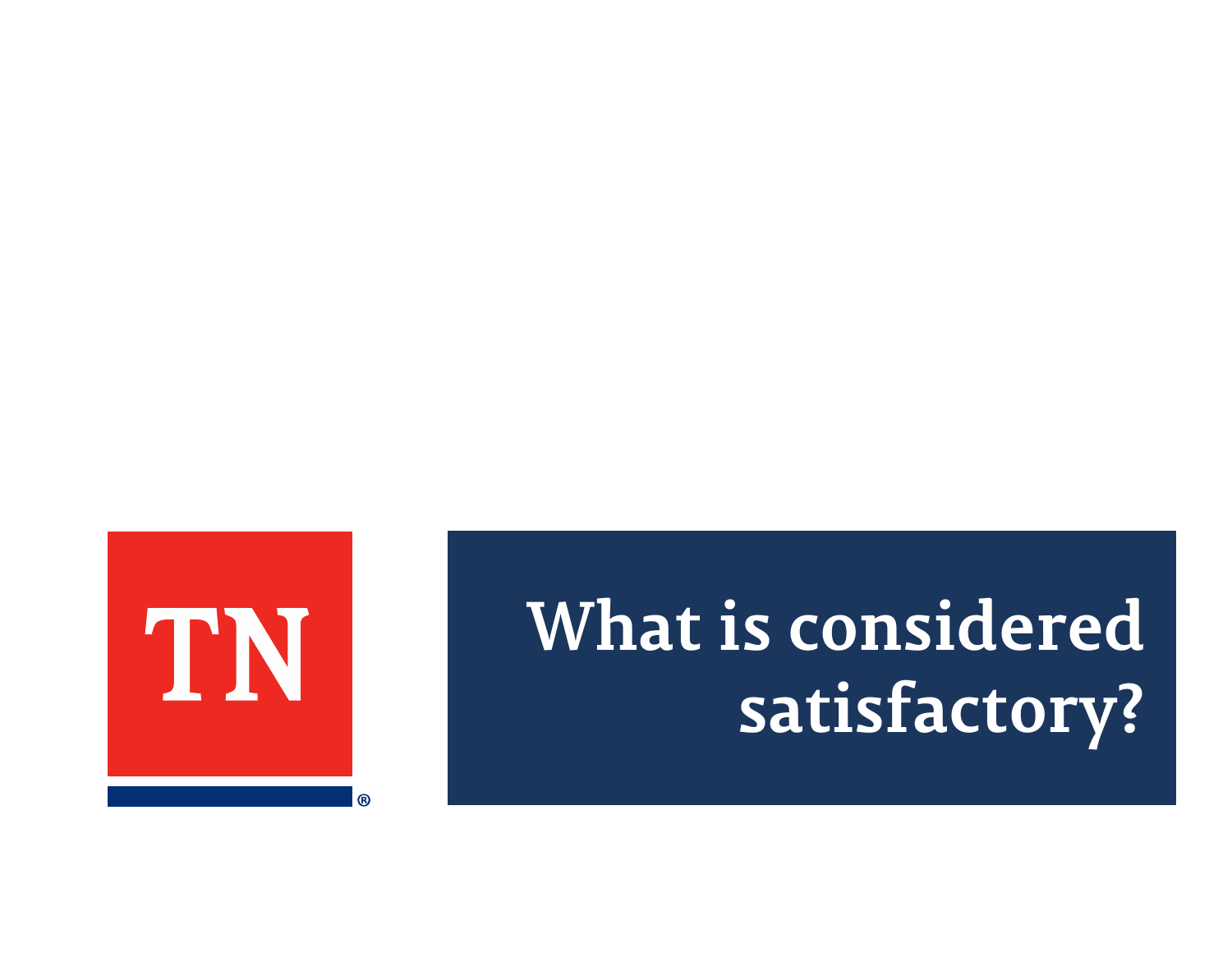# What is considered satisfactory?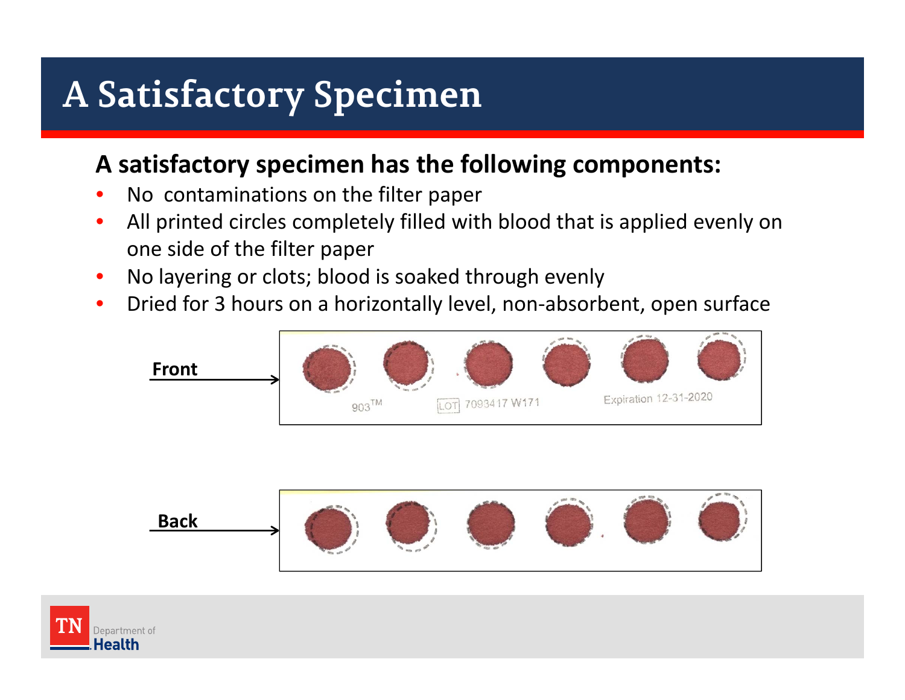# A Satisfactory Specimen

**A satisfactory specimen has the following components:**

- No contaminations on the filter paper
- All printed circles completely filled with blood that is applied evenly on one side of the filter paper
- No layering or clots; blood is soaked through evenly
- Dried for 3 hours on a horizontally level, non-absorbent, open surface

**Front**

903™ LOT 7093417 W171 Expiration 12-31-2020

**Back**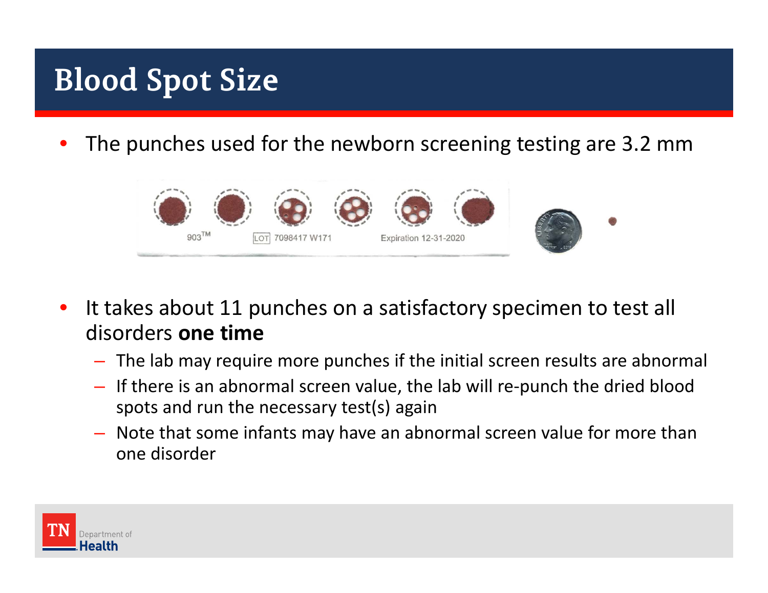# Blood Spot Size

- The punches used for the newborn screening testing are 3.2 mm

- It takes about 11 punches on a satisfactory specimen to test all disorders **one time**
  - The lab may require more punches if the initial screen results are abnormal
  - If there is an abnormal screen value, the lab will re-punch the dried blood spots and run the necessary test(s) again
  - Note that some infants may have an abnormal screen value for more than one disorder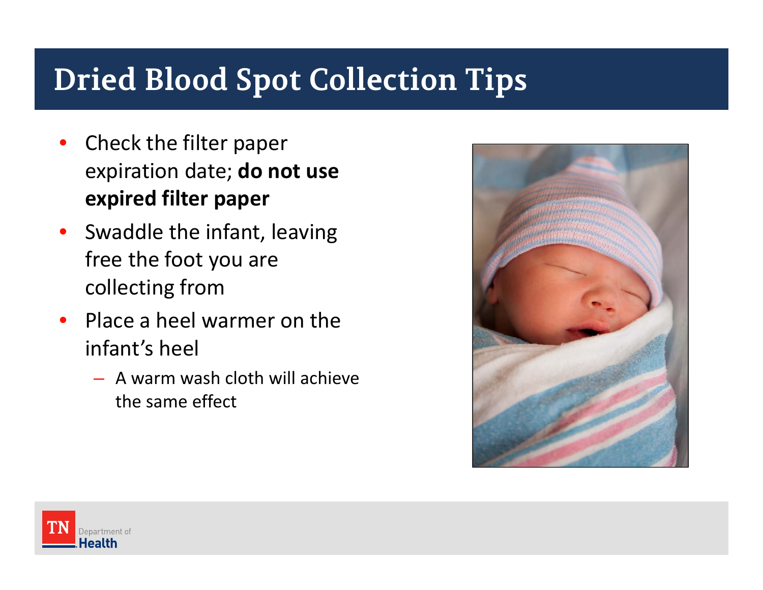# Dried Blood Spot Collection Tips

- Check the filter paper expiration date; **do not use expired filter paper**
- Swaddle the infant, leaving free the foot you are collecting from
- Place a heel warmer on the infant's heel
  - A warm wash cloth will achieve the same effect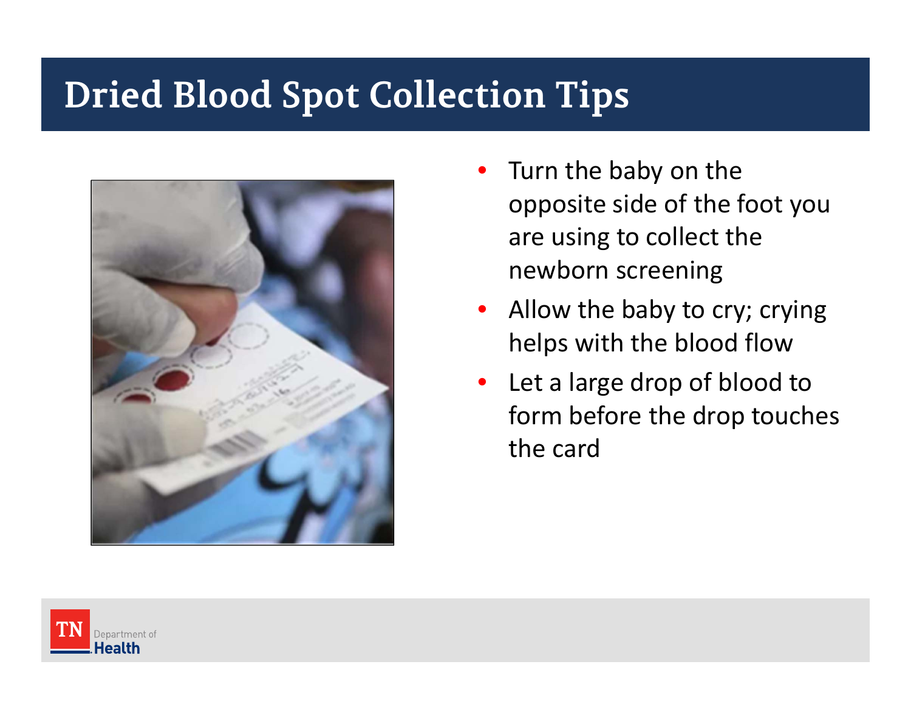# Dried Blood Spot Collection Tips

- Turn the baby on the opposite side of the foot you are using to collect the newborn screening
- Allow the baby to cry; crying helps with the blood flow
- Let a large drop of blood to form before the drop touches the card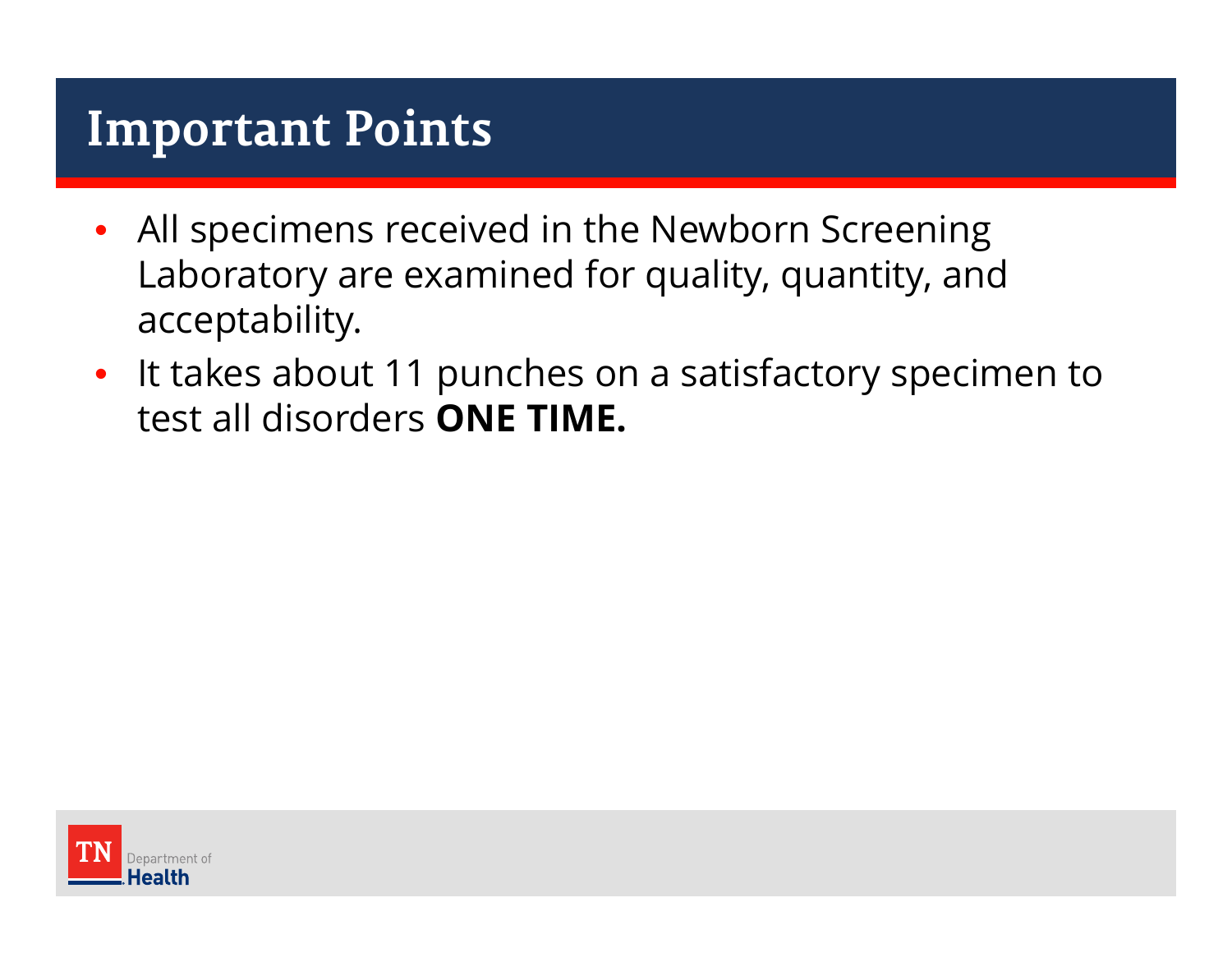# Important Points

- All specimens received in the Newborn Screening Laboratory are examined for quality, quantity, and acceptability.
- It takes about 11 punches on a satisfactory specimen to test all disorders **ONE TIME.**